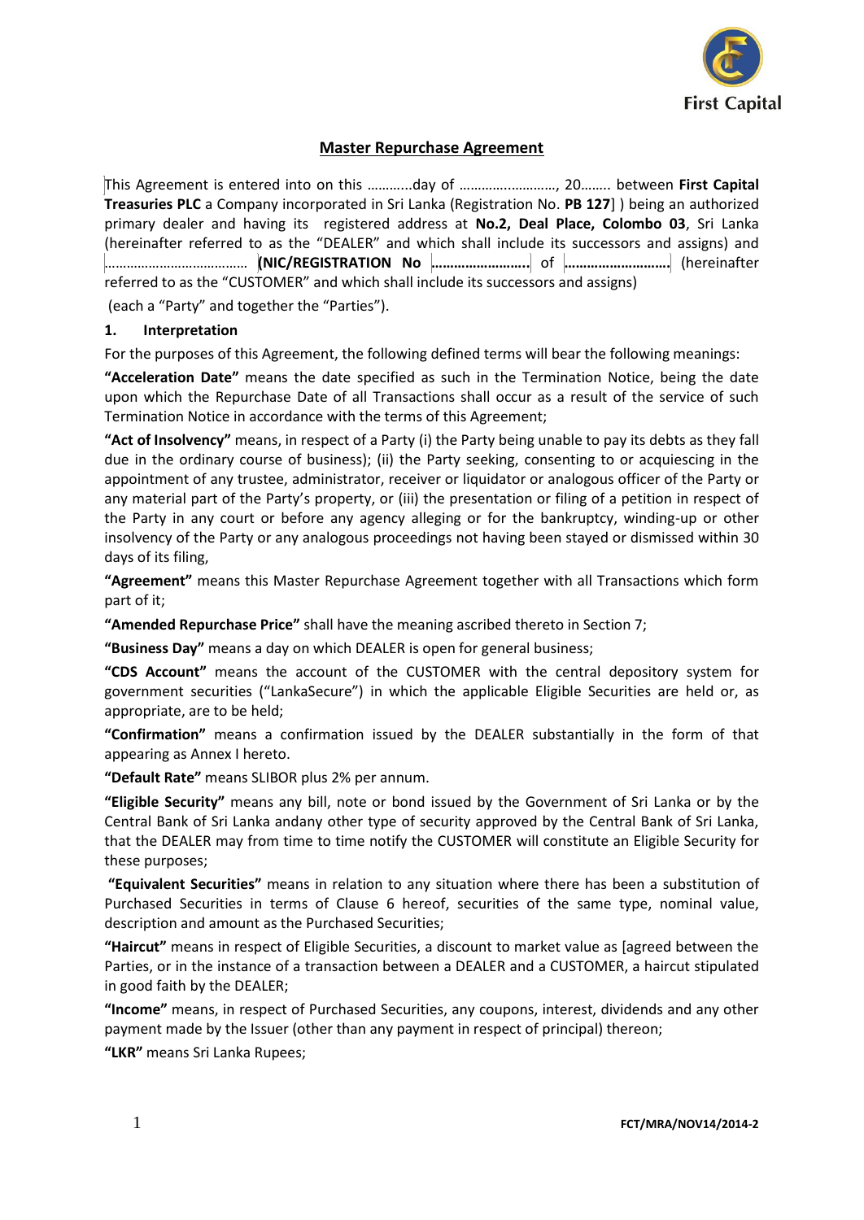## Master Repurchase Agreement

This Agreement is entered into on this ………...day of ………..………….., 20…….. between **First Capital Treasuries PLC** a Company incorporated in Sri Lanka (Registration No. **PB 127**] ) being an authorized primary dealer and having its registered address at **No.2, Deal Place, Colombo 03**, Sri Lanka (hereinafter referred to as the "DEALER" and which shall include its successors and assigns) and ………………………………… **(NIC/REGISTRATION No ……………………..** of **………………………** (hereinafter referred to as the "CUSTOMER" and which shall include its successors and assigns)

(each a "Party" and together the "Parties").

**1. Interpretation**

For the purposes of this Agreement, the following defined terms will bear the following meanings:

**"Acceleration Date"** means the date specified as such in the Termination Notice, being the date upon which the Repurchase Date of all Transactions shall occur as a result of the service of such Termination Notice in accordance with the terms of this Agreement;

**"Act of Insolvency"** means, in respect of a Party (i) the Party being unable to pay its debts as they fall due in the ordinary course of business); (ii) the Party seeking, consenting to or acquiescing in the appointment of any trustee, administrator, receiver or liquidator or analogous officer of the Party or any material part of the Party's property, or (iii) the presentation or filing of a petition in respect of the Party in any court or before any agency alleging or for the bankruptcy, winding-up or other insolvency of the Party or any analogous proceedings not having been stayed or dismissed within 30 days of its filing,

**"Agreement"** means this Master Repurchase Agreement together with all Transactions which form part of it;

**"Amended Repurchase Price"** shall have the meaning ascribed thereto in Section 7;

**"Business Day"** means a day on which DEALER is open for general business;

**"CDS Account"** means the account of the CUSTOMER with the central depository system for government securities ("LankaSecure") in which the applicable Eligible Securities are held or, as appropriate, are to be held;

**"Confirmation"** means a confirmation issued by the DEALER substantially in the form of that appearing as Annex I hereto.

**"Default Rate"** means SLIBOR plus 2% per annum.

**"Eligible Security"** means any bill, note or bond issued by the Government of Sri Lanka or by the Central Bank of Sri Lanka andany other type of security approved by the Central Bank of Sri Lanka, that the DEALER may from time to time notify the CUSTOMER will constitute an Eligible Security for these purposes;

**"Equivalent Securities"** means in relation to any situation where there has been a substitution of Purchased Securities in terms of Clause 6 hereof, securities of the same type, nominal value, description and amount as the Purchased Securities;

**"Haircut"** means in respect of Eligible Securities, a discount to market value as [agreed between the Parties, or in the instance of a transaction between a DEALER and a CUSTOMER, a haircut stipulated in good faith by the DEALER;

**"Income"** means, in respect of Purchased Securities, any coupons, interest, dividends and any other payment made by the Issuer (other than any payment in respect of principal) thereon;

**"LKR"** means Sri Lanka Rupees;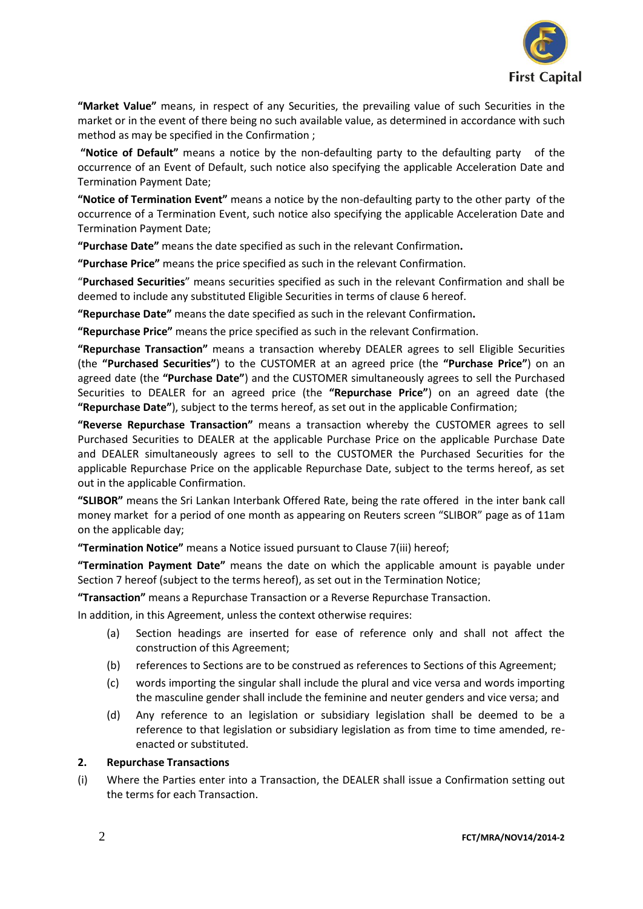**"Market Value"** means, in respect of any Securities, the prevailing value of such Securities in the market or in the event of there being no such available value, as determined in accordance with such method as may be specified in the Confirmation ;

**"Notice of Default"** means a notice by the non-defaulting party to the defaulting party of the occurrence of an Event of Default, such notice also specifying the applicable Acceleration Date and Termination Payment Date;

**"Notice of Termination Event"** means a notice by the non-defaulting party to the other party of the occurrence of a Termination Event, such notice also specifying the applicable Acceleration Date and Termination Payment Date;

**"Purchase Date"** means the date specified as such in the relevant Confirmation**.**

**"Purchase Price"** means the price specified as such in the relevant Confirmation.

"**Purchased Securities**" means securities specified as such in the relevant Confirmation and shall be deemed to include any substituted Eligible Securities in terms of clause 6 hereof.

**"Repurchase Date"** means the date specified as such in the relevant Confirmation**.**

**"Repurchase Price"** means the price specified as such in the relevant Confirmation.

**"Repurchase Transaction"** means a transaction whereby DEALER agrees to sell Eligible Securities (the **"Purchased Securities"**) to the CUSTOMER at an agreed price (the **"Purchase Price"**) on an agreed date (the **"Purchase Date"**) and the CUSTOMER simultaneously agrees to sell the Purchased Securities to DEALER for an agreed price (the **"Repurchase Price"**) on an agreed date (the **"Repurchase Date"**), subject to the terms hereof, as set out in the applicable Confirmation;

**"Reverse Repurchase Transaction"** means a transaction whereby the CUSTOMER agrees to sell Purchased Securities to DEALER at the applicable Purchase Price on the applicable Purchase Date and DEALER simultaneously agrees to sell to the CUSTOMER the Purchased Securities for the applicable Repurchase Price on the applicable Repurchase Date, subject to the terms hereof, as set out in the applicable Confirmation.

**"SLIBOR"** means the Sri Lankan Interbank Offered Rate, being the rate offered in the inter bank call money market for a period of one month as appearing on Reuters screen "SLIBOR" page as of 11am on the applicable day;

**"Termination Notice"** means a Notice issued pursuant to Clause 7(iii) hereof;

**"Termination Payment Date"** means the date on which the applicable amount is payable under Section 7 hereof (subject to the terms hereof), as set out in the Termination Notice;

**"Transaction"** means a Repurchase Transaction or a Reverse Repurchase Transaction.

In addition, in this Agreement, unless the context otherwise requires:

(a) Section headings are inserted for ease of reference only and shall not affect the construction of this Agreement;

(b) references to Sections are to be construed as references to Sections of this Agreement;

(c) words importing the singular shall include the plural and vice versa and words importing the masculine gender shall include the feminine and neuter genders and vice versa; and

(d) Any reference to an legislation or subsidiary legislation shall be deemed to be a reference to that legislation or subsidiary legislation as from time to time amended, re-enacted or substituted.

## 2. Repurchase Transactions

(i) Where the Parties enter into a Transaction, the DEALER shall issue a Confirmation setting out the terms for each Transaction.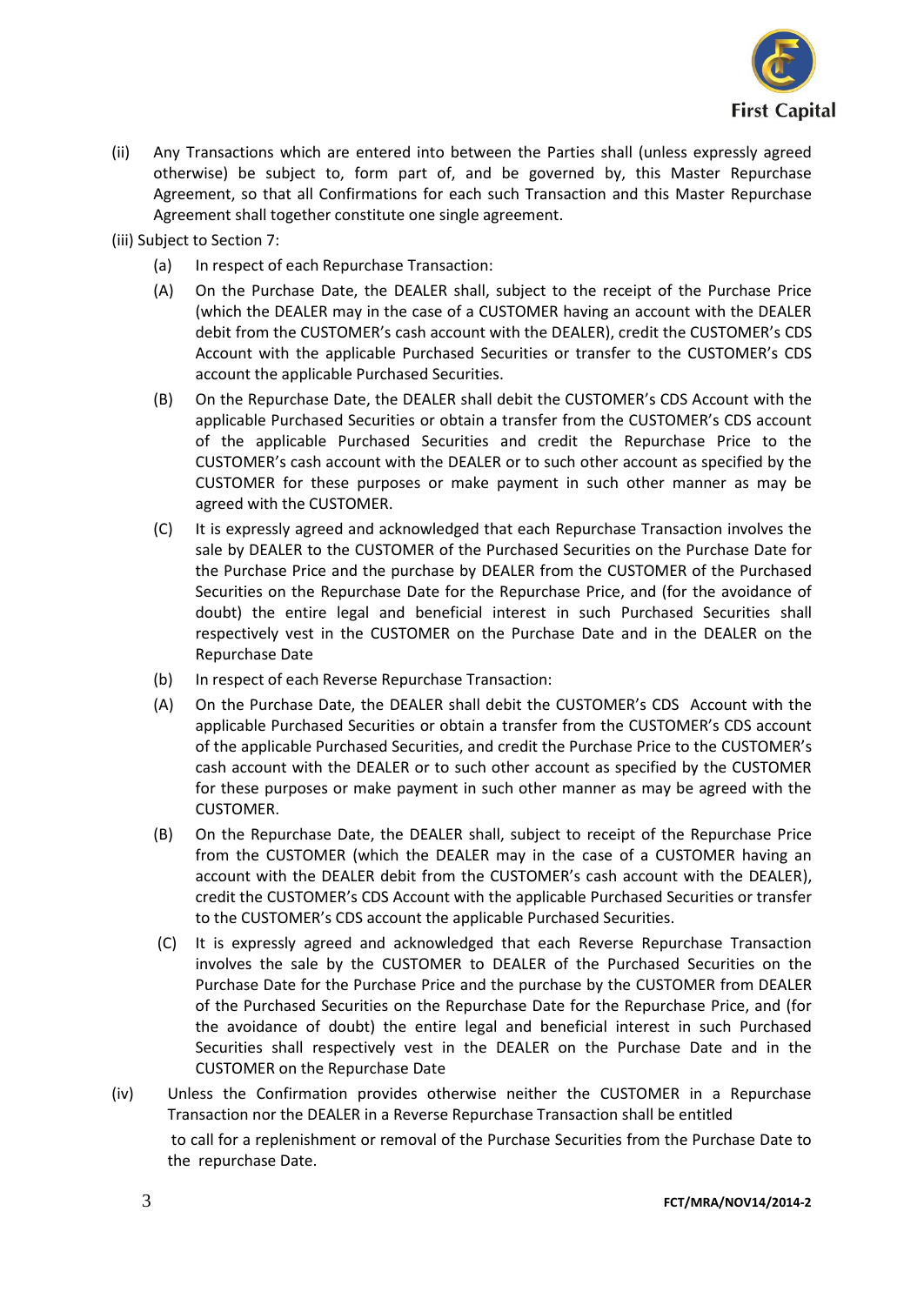(ii) Any Transactions which are entered into between the Parties shall (unless expressly agreed otherwise) be subject to, form part of, and be governed by, this Master Repurchase Agreement, so that all Confirmations for each such Transaction and this Master Repurchase Agreement shall together constitute one single agreement.

(iii) Subject to Section 7:

(a) In respect of each Repurchase Transaction:

(A) On the Purchase Date, the DEALER shall, subject to the receipt of the Purchase Price (which the DEALER may in the case of a CUSTOMER having an account with the DEALER debit from the CUSTOMER's cash account with the DEALER), credit the CUSTOMER's CDS Account with the applicable Purchased Securities or transfer to the CUSTOMER's CDS account the applicable Purchased Securities.

(B) On the Repurchase Date, the DEALER shall debit the CUSTOMER's CDS Account with the applicable Purchased Securities or obtain a transfer from the CUSTOMER's CDS account of the applicable Purchased Securities and credit the Repurchase Price to the CUSTOMER's cash account with the DEALER or to such other account as specified by the CUSTOMER for these purposes or make payment in such other manner as may be agreed with the CUSTOMER.

(C) It is expressly agreed and acknowledged that each Repurchase Transaction involves the sale by DEALER to the CUSTOMER of the Purchased Securities on the Purchase Date for the Purchase Price and the purchase by DEALER from the CUSTOMER of the Purchased Securities on the Repurchase Date for the Repurchase Price, and (for the avoidance of doubt) the entire legal and beneficial interest in such Purchased Securities shall respectively vest in the CUSTOMER on the Purchase Date and in the DEALER on the Repurchase Date

(b) In respect of each Reverse Repurchase Transaction:

(A) On the Purchase Date, the DEALER shall debit the CUSTOMER's CDS Account with the applicable Purchased Securities or obtain a transfer from the CUSTOMER's CDS account of the applicable Purchased Securities, and credit the Purchase Price to the CUSTOMER's cash account with the DEALER or to such other account as specified by the CUSTOMER for these purposes or make payment in such other manner as may be agreed with the CUSTOMER.

(B) On the Repurchase Date, the DEALER shall, subject to receipt of the Repurchase Price from the CUSTOMER (which the DEALER may in the case of a CUSTOMER having an account with the DEALER debit from the CUSTOMER's cash account with the DEALER), credit the CUSTOMER's CDS Account with the applicable Purchased Securities or transfer to the CUSTOMER's CDS account the applicable Purchased Securities.

(C) It is expressly agreed and acknowledged that each Reverse Repurchase Transaction involves the sale by the CUSTOMER to DEALER of the Purchased Securities on the Purchase Date for the Purchase Price and the purchase by the CUSTOMER from DEALER of the Purchased Securities on the Repurchase Date for the Repurchase Price, and (for the avoidance of doubt) the entire legal and beneficial interest in such Purchased Securities shall respectively vest in the DEALER on the Purchase Date and in the CUSTOMER on the Repurchase Date

(iv) Unless the Confirmation provides otherwise neither the CUSTOMER in a Repurchase Transaction nor the DEALER in a Reverse Repurchase Transaction shall be entitled to call for a replenishment or removal of the Purchase Securities from the Purchase Date to the repurchase Date.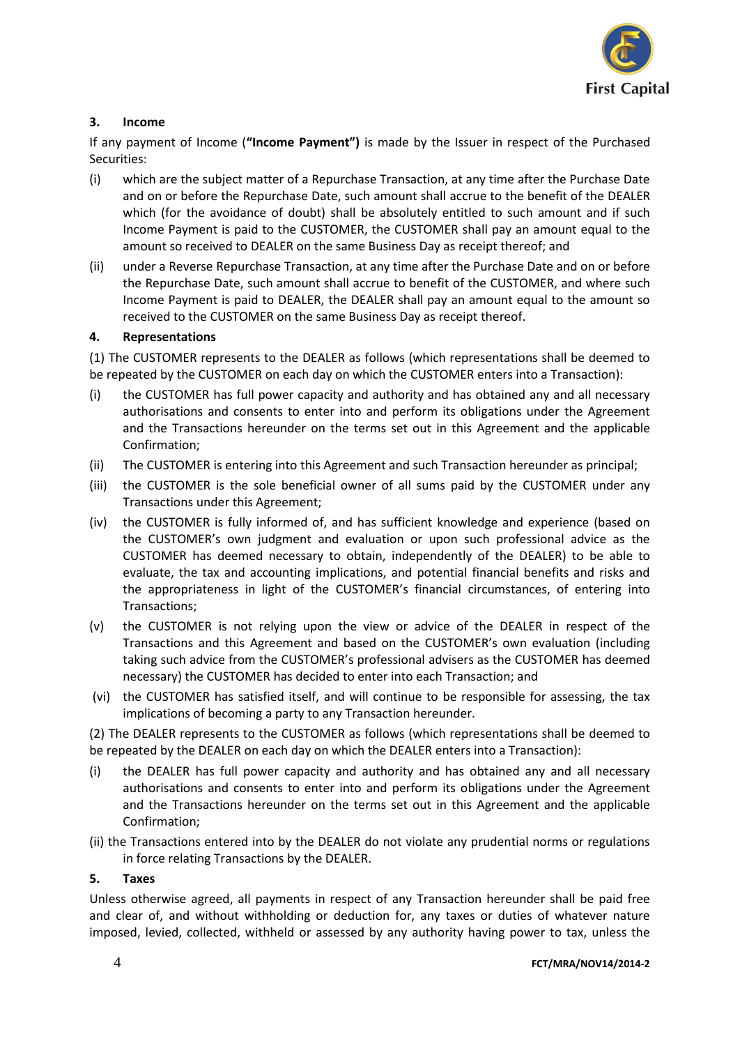### 3. Income

If any payment of Income (**"Income Payment")** is made by the Issuer in respect of the Purchased Securities:

(i) which are the subject matter of a Repurchase Transaction, at any time after the Purchase Date and on or before the Repurchase Date, such amount shall accrue to the benefit of the DEALER which (for the avoidance of doubt) shall be absolutely entitled to such amount and if such Income Payment is paid to the CUSTOMER, the CUSTOMER shall pay an amount equal to the amount so received to DEALER on the same Business Day as receipt thereof; and

(ii) under a Reverse Repurchase Transaction, at any time after the Purchase Date and on or before the Repurchase Date, such amount shall accrue to benefit of the CUSTOMER, and where such Income Payment is paid to DEALER, the DEALER shall pay an amount equal to the amount so received to the CUSTOMER on the same Business Day as receipt thereof.

### 4. Representations

(1) The CUSTOMER represents to the DEALER as follows (which representations shall be deemed to be repeated by the CUSTOMER on each day on which the CUSTOMER enters into a Transaction):

(i) the CUSTOMER has full power capacity and authority and has obtained any and all necessary authorisations and consents to enter into and perform its obligations under the Agreement and the Transactions hereunder on the terms set out in this Agreement and the applicable Confirmation;

(ii) The CUSTOMER is entering into this Agreement and such Transaction hereunder as principal;

(iii) the CUSTOMER is the sole beneficial owner of all sums paid by the CUSTOMER under any Transactions under this Agreement;

(iv) the CUSTOMER is fully informed of, and has sufficient knowledge and experience (based on the CUSTOMER's own judgment and evaluation or upon such professional advice as the CUSTOMER has deemed necessary to obtain, independently of the DEALER) to be able to evaluate, the tax and accounting implications, and potential financial benefits and risks and the appropriateness in light of the CUSTOMER's financial circumstances, of entering into Transactions;

(v) the CUSTOMER is not relying upon the view or advice of the DEALER in respect of the Transactions and this Agreement and based on the CUSTOMER's own evaluation (including taking such advice from the CUSTOMER's professional advisers as the CUSTOMER has deemed necessary) the CUSTOMER has decided to enter into each Transaction; and

(vi) the CUSTOMER has satisfied itself, and will continue to be responsible for assessing, the tax implications of becoming a party to any Transaction hereunder.

(2) The DEALER represents to the CUSTOMER as follows (which representations shall be deemed to be repeated by the DEALER on each day on which the DEALER enters into a Transaction):

(i) the DEALER has full power capacity and authority and has obtained any and all necessary authorisations and consents to enter into and perform its obligations under the Agreement and the Transactions hereunder on the terms set out in this Agreement and the applicable Confirmation;

(ii) the Transactions entered into by the DEALER do not violate any prudential norms or regulations in force relating Transactions by the DEALER.

### 5. Taxes

Unless otherwise agreed, all payments in respect of any Transaction hereunder shall be paid free and clear of, and without withholding or deduction for, any taxes or duties of whatever nature imposed, levied, collected, withheld or assessed by any authority having power to tax, unless the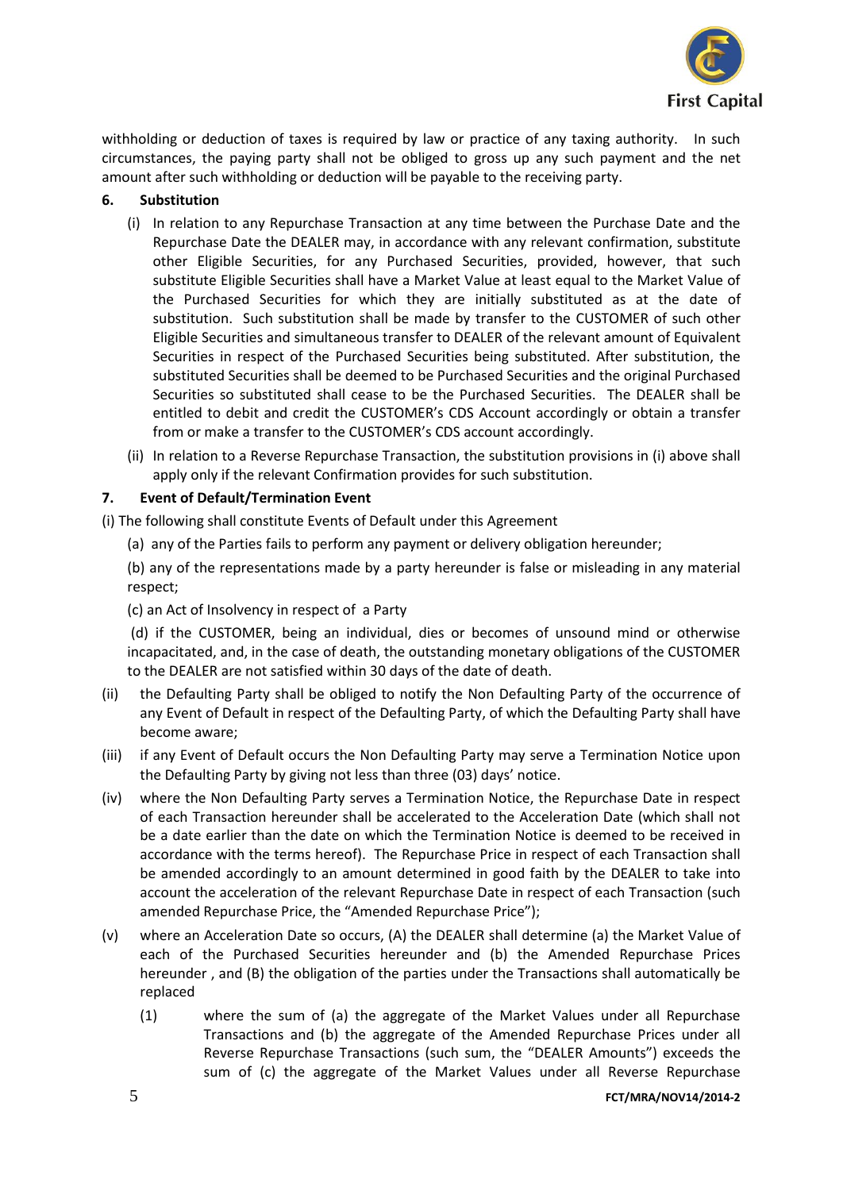withholding or deduction of taxes is required by law or practice of any taxing authority. In such circumstances, the paying party shall not be obliged to gross up any such payment and the net amount after such withholding or deduction will be payable to the receiving party.

**6. Substitution**

(i) In relation to any Repurchase Transaction at any time between the Purchase Date and the Repurchase Date the DEALER may, in accordance with any relevant confirmation, substitute other Eligible Securities, for any Purchased Securities, provided, however, that such substitute Eligible Securities shall have a Market Value at least equal to the Market Value of the Purchased Securities for which they are initially substituted as at the date of substitution. Such substitution shall be made by transfer to the CUSTOMER of such other Eligible Securities and simultaneous transfer to DEALER of the relevant amount of Equivalent Securities in respect of the Purchased Securities being substituted. After substitution, the substituted Securities shall be deemed to be Purchased Securities and the original Purchased Securities so substituted shall cease to be the Purchased Securities. The DEALER shall be entitled to debit and credit the CUSTOMER's CDS Account accordingly or obtain a transfer from or make a transfer to the CUSTOMER's CDS account accordingly.

(ii) In relation to a Reverse Repurchase Transaction, the substitution provisions in (i) above shall apply only if the relevant Confirmation provides for such substitution.

**7. Event of Default/Termination Event**

(i) The following shall constitute Events of Default under this Agreement

(a) any of the Parties fails to perform any payment or delivery obligation hereunder;

(b) any of the representations made by a party hereunder is false or misleading in any material respect;

(c) an Act of Insolvency in respect of a Party

(d) if the CUSTOMER, being an individual, dies or becomes of unsound mind or otherwise incapacitated, and, in the case of death, the outstanding monetary obligations of the CUSTOMER to the DEALER are not satisfied within 30 days of the date of death.

(ii) the Defaulting Party shall be obliged to notify the Non Defaulting Party of the occurrence of any Event of Default in respect of the Defaulting Party, of which the Defaulting Party shall have become aware;

(iii) if any Event of Default occurs the Non Defaulting Party may serve a Termination Notice upon the Defaulting Party by giving not less than three (03) days' notice.

(iv) where the Non Defaulting Party serves a Termination Notice, the Repurchase Date in respect of each Transaction hereunder shall be accelerated to the Acceleration Date (which shall not be a date earlier than the date on which the Termination Notice is deemed to be received in accordance with the terms hereof). The Repurchase Price in respect of each Transaction shall be amended accordingly to an amount determined in good faith by the DEALER to take into account the acceleration of the relevant Repurchase Date in respect of each Transaction (such amended Repurchase Price, the "Amended Repurchase Price");

(v) where an Acceleration Date so occurs, (A) the DEALER shall determine (a) the Market Value of each of the Purchased Securities hereunder and (b) the Amended Repurchase Prices hereunder , and (B) the obligation of the parties under the Transactions shall automatically be replaced

(1) where the sum of (a) the aggregate of the Market Values under all Repurchase Transactions and (b) the aggregate of the Amended Repurchase Prices under all Reverse Repurchase Transactions (such sum, the "DEALER Amounts") exceeds the sum of (c) the aggregate of the Market Values under all Reverse Repurchase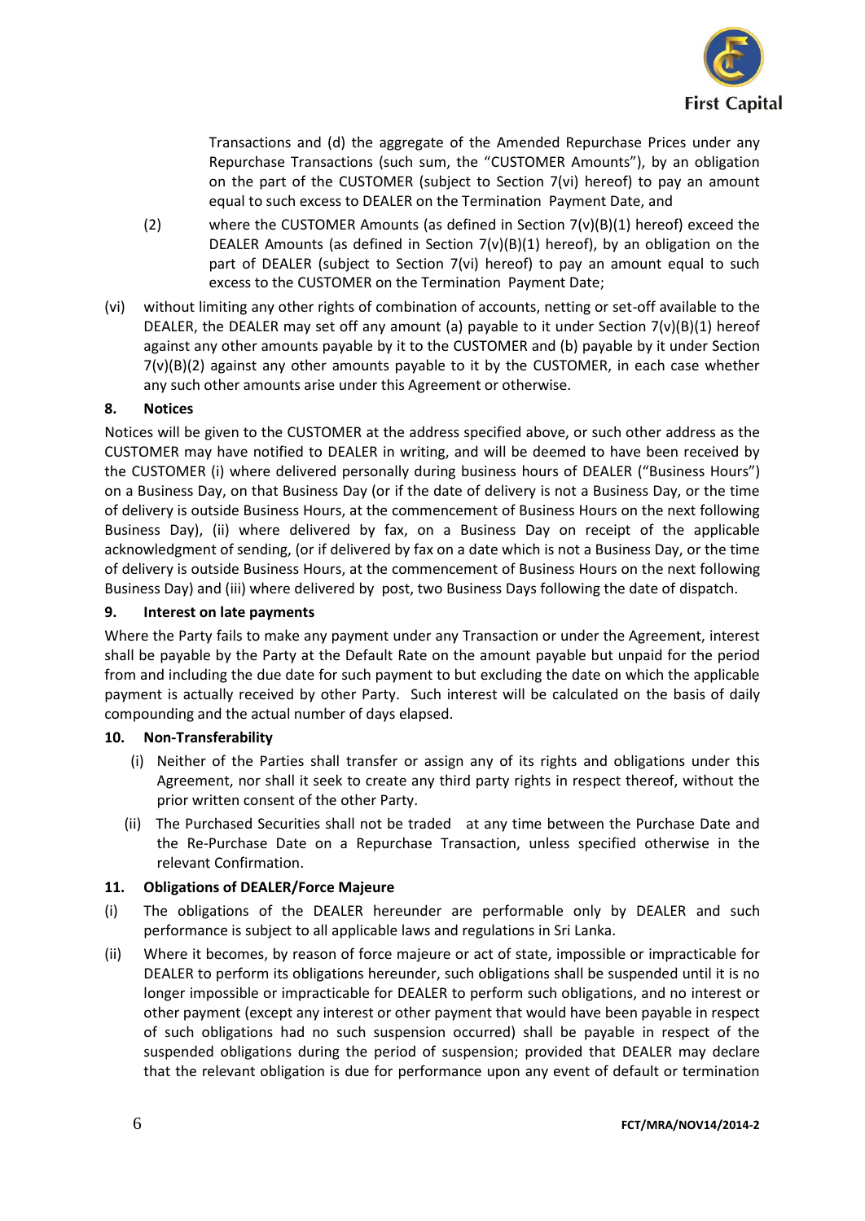Transactions and (d) the aggregate of the Amended Repurchase Prices under any Repurchase Transactions (such sum, the "CUSTOMER Amounts"), by an obligation on the part of the CUSTOMER (subject to Section 7(vi) hereof) to pay an amount equal to such excess to DEALER on the Termination Payment Date, and

(2) where the CUSTOMER Amounts (as defined in Section 7(v)(B)(1) hereof) exceed the DEALER Amounts (as defined in Section 7(v)(B)(1) hereof), by an obligation on the part of DEALER (subject to Section 7(vi) hereof) to pay an amount equal to such excess to the CUSTOMER on the Termination Payment Date;

(vi) without limiting any other rights of combination of accounts, netting or set-off available to the DEALER, the DEALER may set off any amount (a) payable to it under Section 7(v)(B)(1) hereof against any other amounts payable by it to the CUSTOMER and (b) payable by it under Section 7(v)(B)(2) against any other amounts payable to it by the CUSTOMER, in each case whether any such other amounts arise under this Agreement or otherwise.

**8. Notices**

Notices will be given to the CUSTOMER at the address specified above, or such other address as the CUSTOMER may have notified to DEALER in writing, and will be deemed to have been received by the CUSTOMER (i) where delivered personally during business hours of DEALER ("Business Hours") on a Business Day, on that Business Day (or if the date of delivery is not a Business Day, or the time of delivery is outside Business Hours, at the commencement of Business Hours on the next following Business Day), (ii) where delivered by fax, on a Business Day on receipt of the applicable acknowledgment of sending, (or if delivered by fax on a date which is not a Business Day, or the time of delivery is outside Business Hours, at the commencement of Business Hours on the next following Business Day) and (iii) where delivered by post, two Business Days following the date of dispatch.

**9. Interest on late payments**

Where the Party fails to make any payment under any Transaction or under the Agreement, interest shall be payable by the Party at the Default Rate on the amount payable but unpaid for the period from and including the due date for such payment to but excluding the date on which the applicable payment is actually received by other Party. Such interest will be calculated on the basis of daily compounding and the actual number of days elapsed.

**10. Non-Transferability**

(i) Neither of the Parties shall transfer or assign any of its rights and obligations under this Agreement, nor shall it seek to create any third party rights in respect thereof, without the prior written consent of the other Party.

(ii) The Purchased Securities shall not be traded at any time between the Purchase Date and the Re-Purchase Date on a Repurchase Transaction, unless specified otherwise in the relevant Confirmation.

**11. Obligations of DEALER/Force Majeure**

(i) The obligations of the DEALER hereunder are performable only by DEALER and such performance is subject to all applicable laws and regulations in Sri Lanka.

(ii) Where it becomes, by reason of force majeure or act of state, impossible or impracticable for DEALER to perform its obligations hereunder, such obligations shall be suspended until it is no longer impossible or impracticable for DEALER to perform such obligations, and no interest or other payment (except any interest or other payment that would have been payable in respect of such obligations had no such suspension occurred) shall be payable in respect of the suspended obligations during the period of suspension; provided that DEALER may declare that the relevant obligation is due for performance upon any event of default or termination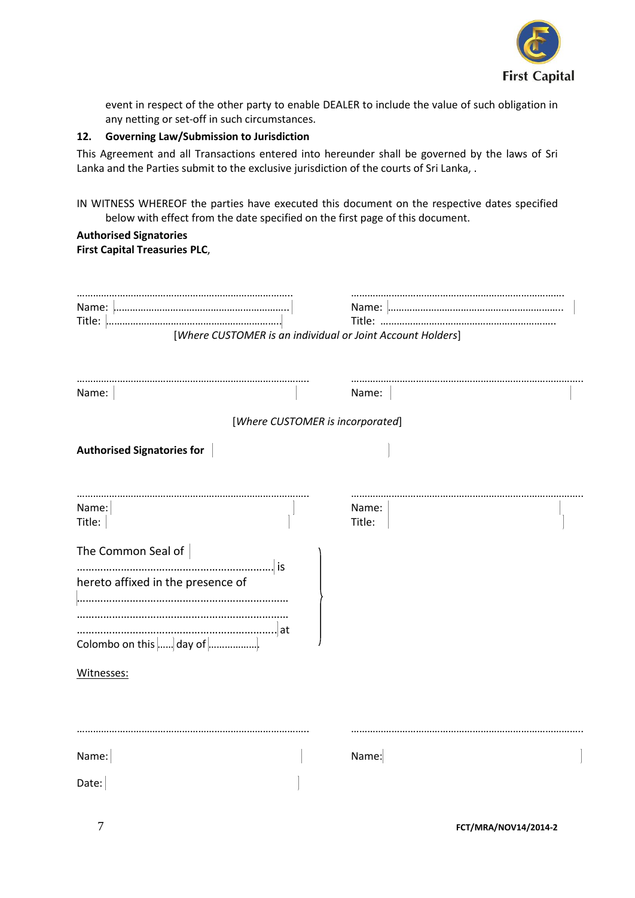event in respect of the other party to enable DEALER to include the value of such obligation in any netting or set-off in such circumstances.

**12. Governing Law/Submission to Jurisdiction**

This Agreement and all Transactions entered into hereunder shall be governed by the laws of Sri Lanka and the Parties submit to the exclusive jurisdiction of the courts of Sri Lanka, .

IN WITNESS WHEREOF the parties have executed this document on the respective dates specified below with effect from the date specified on the first page of this document.

**Authorised Signatories**
**First Capital Treasuries PLC**,

……………………………………………………………………………..

Name: …………………………………………………………….

Title: ……………………………………………………………….

……………………………………………………………………………..

Name: …………………………………………………………….

Title: ……………………………………………………………….

[*Where CUSTOMER is an individual or Joint Account Holders*]

……………………………………………………………………………..

Name:

……………………………………………………………………………..

Name:

[*Where CUSTOMER is incorporated*]

**Authorised Signatories for**

……………………………………………………………………………..

Name:

Title:

……………………………………………………………………………..

Name:

Title:

The Common Seal of
………………………………………………………… is
hereto affixed in the presence of
……………………………………………………………
……………………………………………………………
………………………………………………………… at
Colombo on this …… day of ………………

Witnesses:

……………………………………………………………………………..

Name:

Date:

……………………………………………………………………………..

Name:

FCT/MRA/NOV14/2014-2